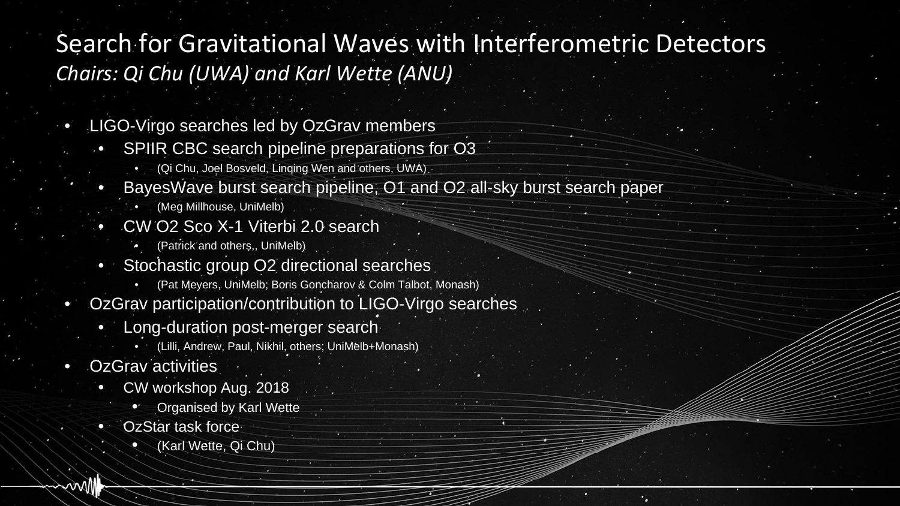# Search for Gravitational Waves with Interferometric Detectors

*Chairs: Qi Chu (UWA) and Karl Wette (ANU)*

- LIGO-Virgo searches led by OzGrav members
  - SPIIR CBC search pipeline preparations for O3
    - (Qi Chu, Joel Bosveld, Linqing Wen and others, UWA)
  - BayesWave burst search pipeline, O1 and O2 all-sky burst search paper
    - (Meg Millhouse, UniMelb)
  - CW O2 Sco X-1 Viterbi 2.0 search
    - (Patrick and others,, UniMelb)
  - Stochastic group O2 directional searches
    - (Pat Meyers, UniMelb; Boris Goncharov & Colm Talbot, Monash)
- OzGrav participation/contribution to LIGO-Virgo searches
  - Long-duration post-merger search
    - (Lilli, Andrew, Paul, Nikhil, others; UniMelb+Monash)
- OzGrav activities
  - CW workshop Aug. 2018
    - Organised by Karl Wette
  - OzStar task force
    - (Karl Wette, Qi Chu)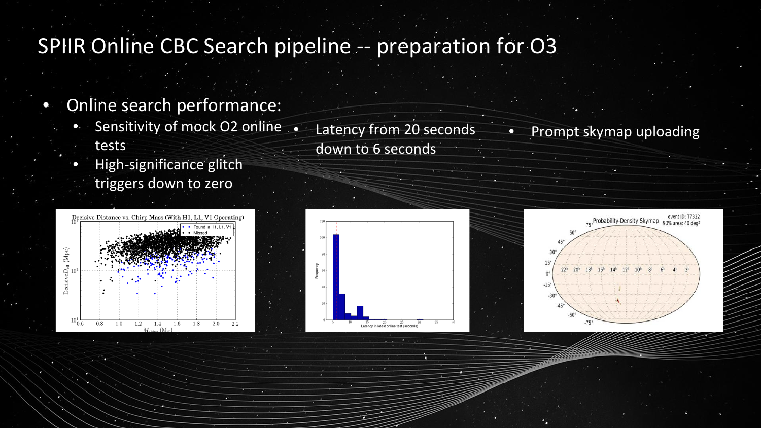# SPIIR Online CBC Search pipeline -- preparation for O3

- Online search performance:
  - Sensitivity of mock O2 online tests
  - High-significance glitch triggers down to zero
- Latency from 20 seconds down to 6 seconds
- Prompt skymap uploading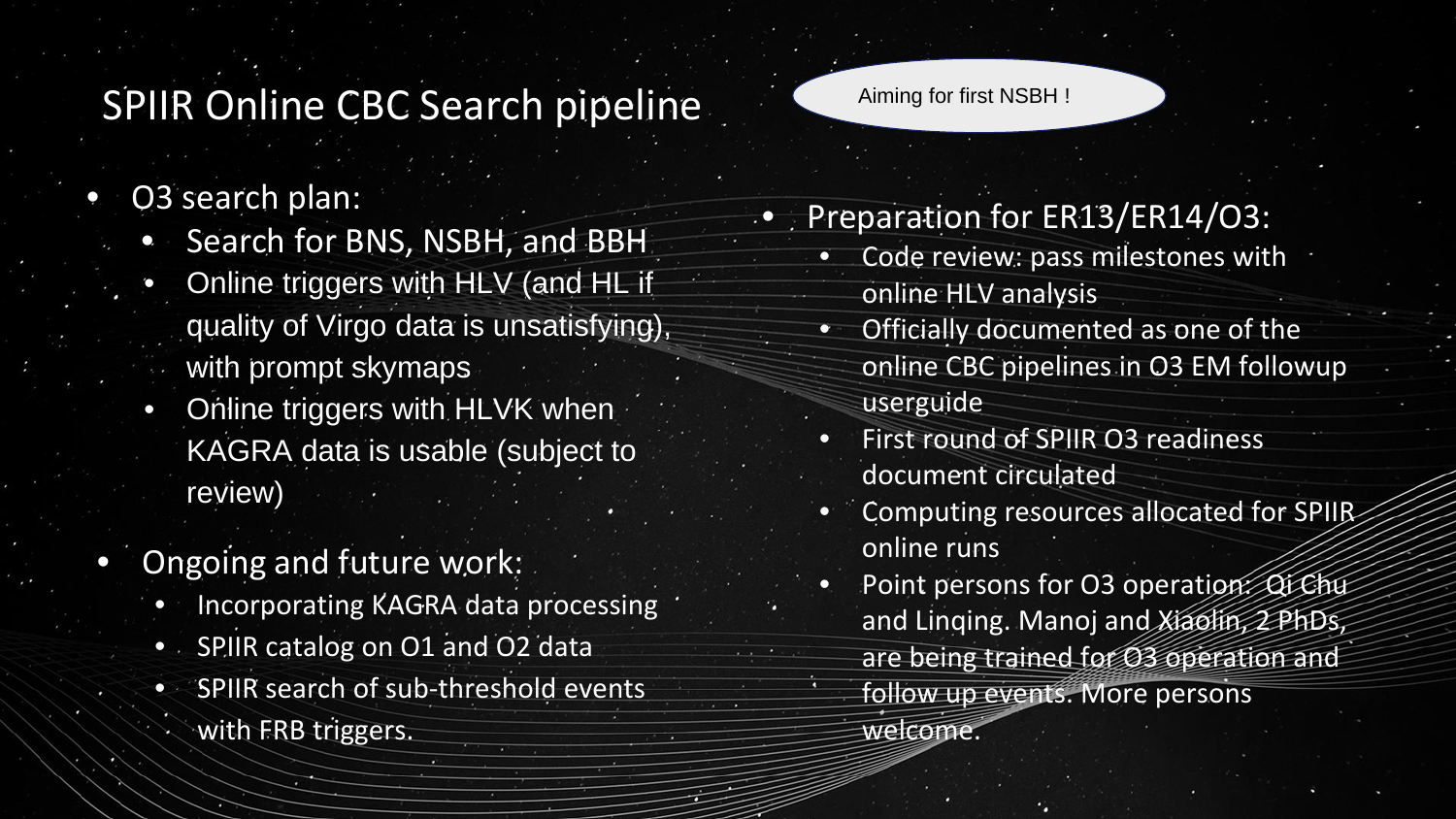# SPIIR Online CBC Search pipeline

Aiming for first NSBH !

- O3 search plan:
  - Search for BNS, NSBH, and BBH
  - Online triggers with HLV (and HL if quality of Virgo data is unsatisfying), with prompt skymaps
  - Online triggers with HLVK when KAGRA data is usable (subject to review)
- Ongoing and future work:
  - Incorporating KAGRA data processing
  - SPIIR catalog on O1 and O2 data
  - SPIIR search of sub-threshold events with FRB triggers.

- Preparation for ER13/ER14/O3:
  - Code review: pass milestones with online HLV analysis
  - Officially documented as one of the online CBC pipelines in O3 EM followup userguide
  - First round of SPIIR O3 readiness document circulated
  - Computing resources allocated for SPIIR online runs
  - Point persons for O3 operation: Qi Chu and Linqing. Manoj and Xiaolin, 2 PhDs, are being trained for O3 operation and follow up events. More persons welcome.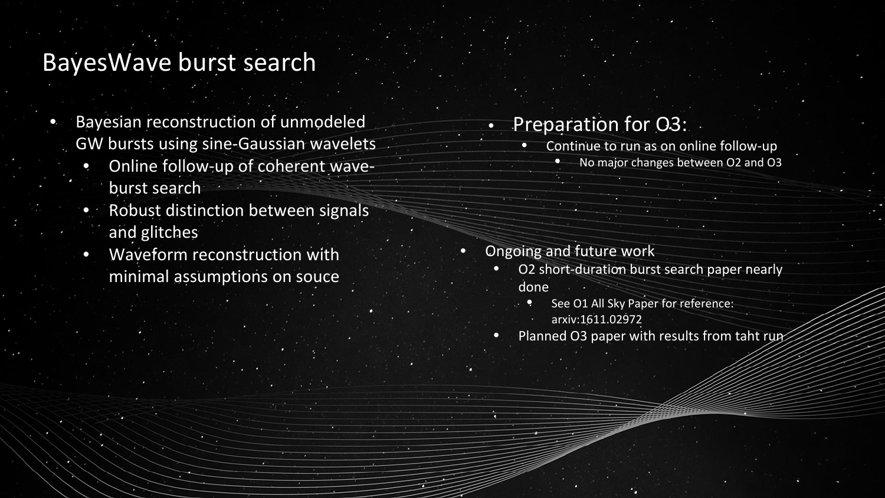# BayesWave burst search

- Bayesian reconstruction of unmodeled GW bursts using sine-Gaussian wavelets
  - Online follow-up of coherent wave-burst search
  - Robust distinction between signals and glitches
  - Waveform reconstruction with minimal assumptions on souce

- Preparation for O3:
  - Continue to run as on online follow-up
    - No major changes between O2 and O3

- Ongoing and future work
  - O2 short-duration burst search paper nearly done
    - See O1 All Sky Paper for reference: arxiv:1611.02972
  - Planned O3 paper with results from taht run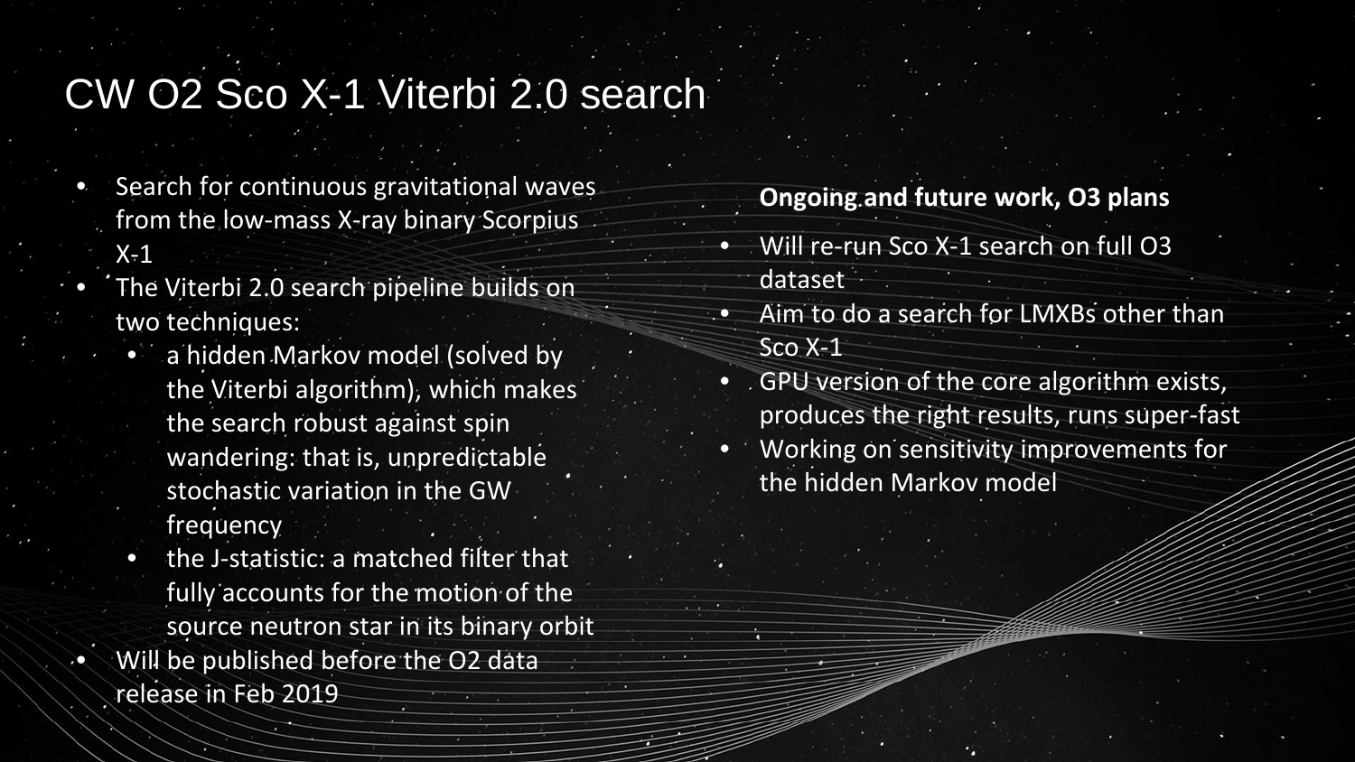# CW O2 Sco X-1 Viterbi 2.0 search

- Search for continuous gravitational waves from the low-mass X-ray binary Scorpius X-1
- The Viterbi 2.0 search pipeline builds on two techniques:
  - a hidden Markov model (solved by the Viterbi algorithm), which makes the search robust against spin wandering: that is, unpredictable stochastic variation in the GW frequency
  - the J-statistic: a matched filter that fully accounts for the motion of the source neutron star in its binary orbit
- Will be published before the O2 data release in Feb 2019

**Ongoing and future work, O3 plans**

- Will re-run Sco X-1 search on full O3 dataset
- Aim to do a search for LMXBs other than Sco X-1
- GPU version of the core algorithm exists, produces the right results, runs super-fast
- Working on sensitivity improvements for the hidden Markov model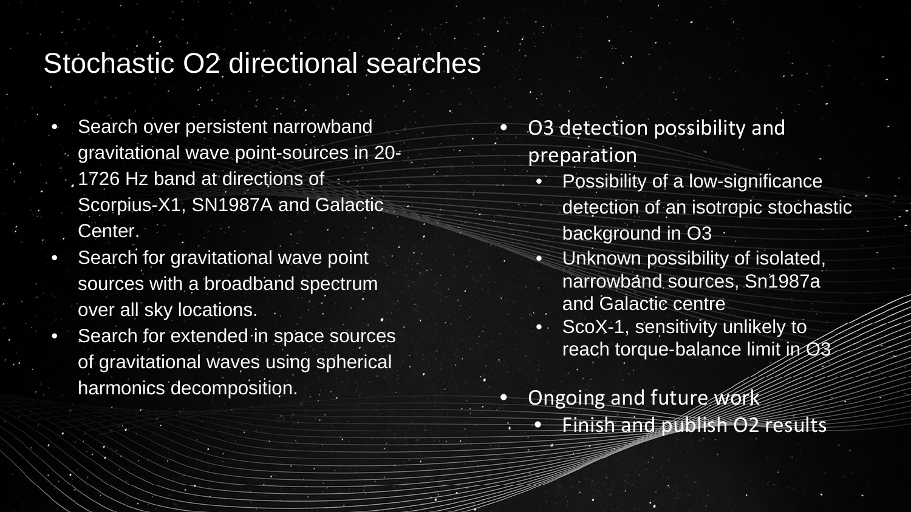# Stochastic O2 directional searches

- Search over persistent narrowband gravitational wave point-sources in 20-1726 Hz band at directions of Scorpius-X1, SN1987A and Galactic Center.
- Search for gravitational wave point sources with a broadband spectrum over all sky locations.
- Search for extended in space sources of gravitational waves using spherical harmonics decomposition.

- O3 detection possibility and preparation
  - Possibility of a low-significance detection of an isotropic stochastic background in O3
  - Unknown possibility of isolated, narrowband sources, Sn1987a and Galactic centre
  - ScoX-1, sensitivity unlikely to reach torque-balance limit in O3

- Ongoing and future work
  - Finish and publish O2 results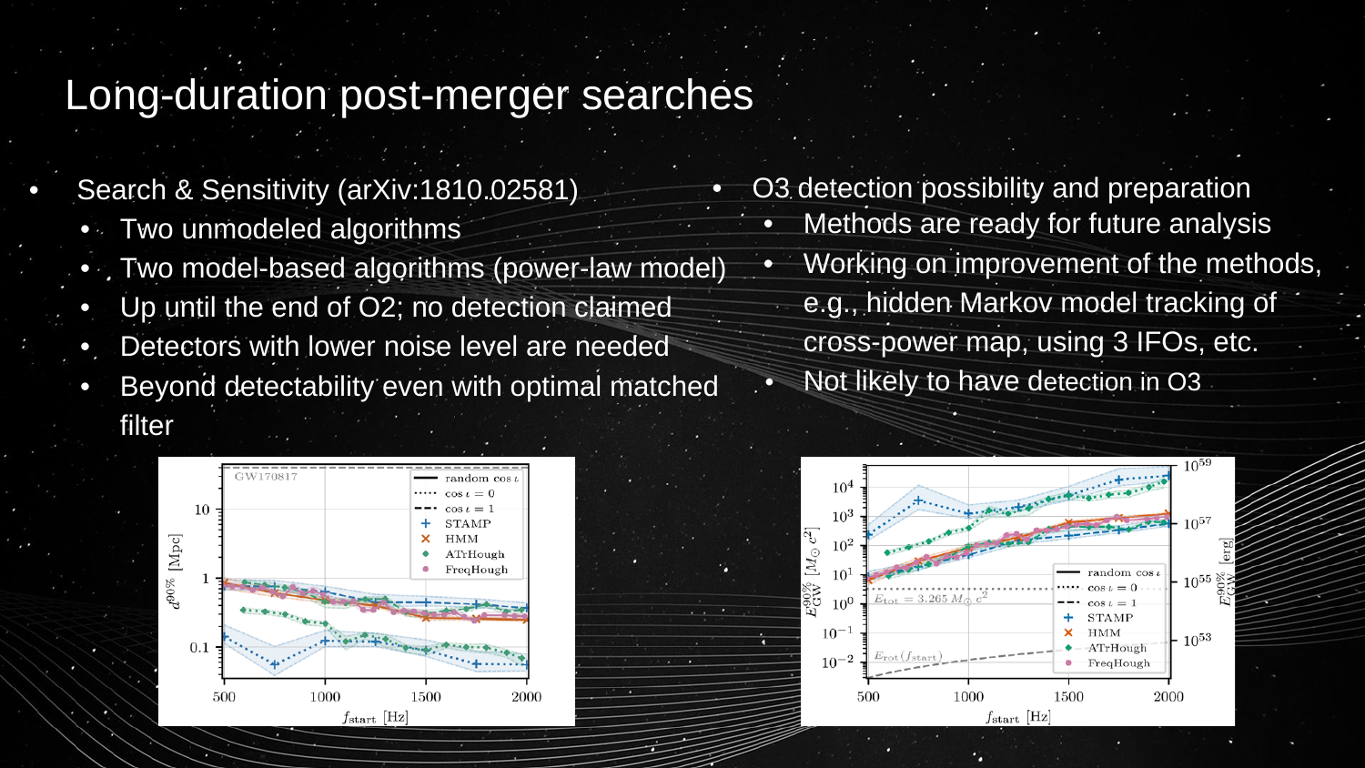# Long-duration post-merger searches

- Search & Sensitivity (arXiv:1810.02581)
  - Two unmodeled algorithms
  - Two model-based algorithms (power-law model)
  - Up until the end of O2; no detection claimed
  - Detectors with lower noise level are needed
  - Beyond detectability even with optimal matched filter
- O3 detection possibility and preparation
  - Methods are ready for future analysis
  - Working on improvement of the methods, e.g., hidden Markov model tracking of cross-power map, using 3 IFOs, etc.
  - Not likely to have detection in O3

GW170817

random $\cos\iota$

$\cos\iota = 0$

$\cos\iota = 1$

STAMP

HMM

ATrHough

FreqHough

$d^{90\%}$ [Mpc]

10

1

0.1

500 1000 1500 2000

$f_{\rm start}$ [Hz]

$E_{\rm GW}^{90\%}$ $[M_\odot c^2]$

$10^4$ $10^3$ $10^2$ $10^1$ $10^0$ $10^{-1}$ $10^{-2}$

$E_{\rm tot} = 3.265\, M_\odot c^2$

$E_{\rm rot}(f_{\rm start})$

$E_{\rm GW}^{90\%}$ [erg]

$10^{59}$ $10^{57}$ $10^{55}$ $10^{53}$

random $\cos\iota$

$\cos\iota = 0$

$\cos\iota = 1$

STAMP

HMM

ATrHough

FreqHough

500 1000 1500 2000

$f_{\rm start}$ [Hz]